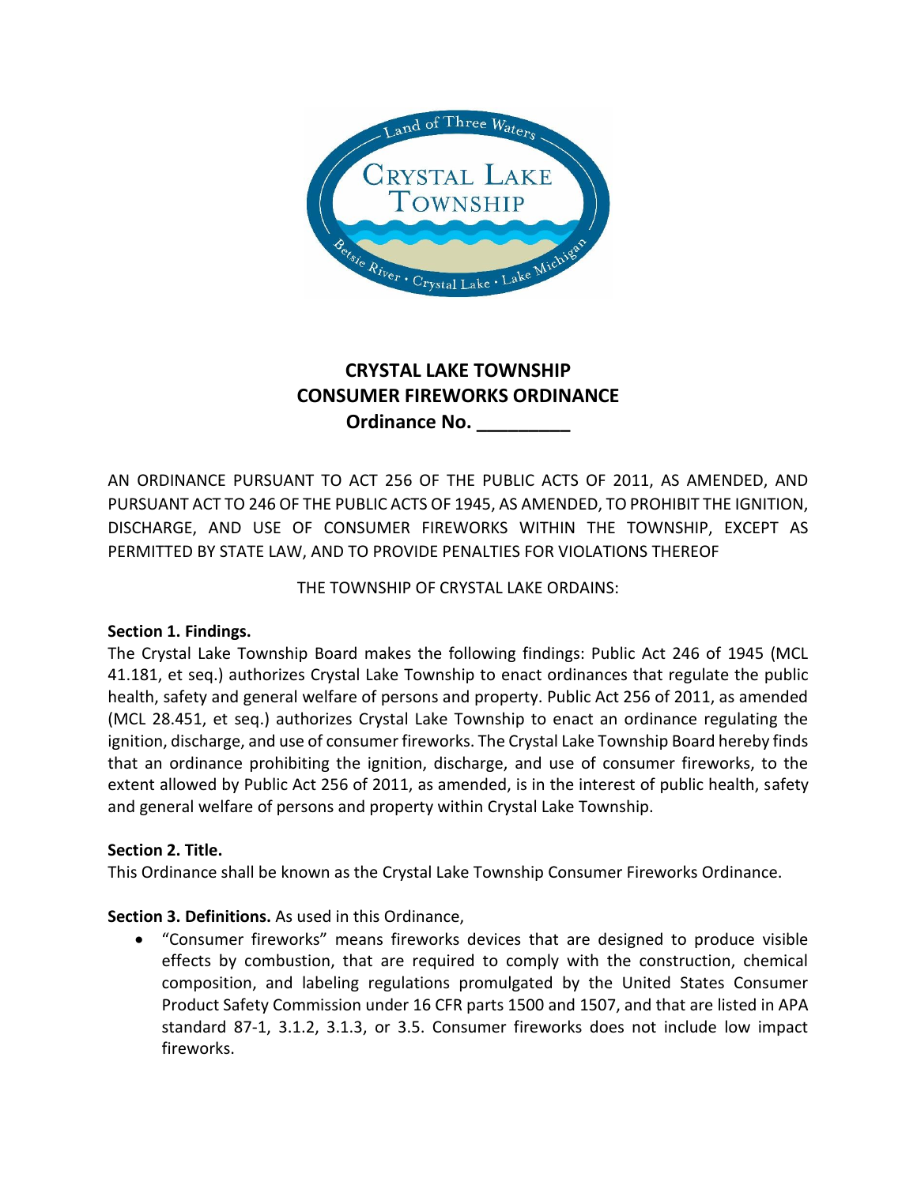# CRYSTAL LAKE TOWNSHIP
# CONSUMER FIREWORKS ORDINANCE
# Ordinance No. _________

AN ORDINANCE PURSUANT TO ACT 256 OF THE PUBLIC ACTS OF 2011, AS AMENDED, AND PURSUANT ACT TO 246 OF THE PUBLIC ACTS OF 1945, AS AMENDED, TO PROHIBIT THE IGNITION, DISCHARGE, AND USE OF CONSUMER FIREWORKS WITHIN THE TOWNSHIP, EXCEPT AS PERMITTED BY STATE LAW, AND TO PROVIDE PENALTIES FOR VIOLATIONS THEREOF

THE TOWNSHIP OF CRYSTAL LAKE ORDAINS:

**Section 1. Findings.**

The Crystal Lake Township Board makes the following findings: Public Act 246 of 1945 (MCL 41.181, et seq.) authorizes Crystal Lake Township to enact ordinances that regulate the public health, safety and general welfare of persons and property. Public Act 256 of 2011, as amended (MCL 28.451, et seq.) authorizes Crystal Lake Township to enact an ordinance regulating the ignition, discharge, and use of consumer fireworks. The Crystal Lake Township Board hereby finds that an ordinance prohibiting the ignition, discharge, and use of consumer fireworks, to the extent allowed by Public Act 256 of 2011, as amended, is in the interest of public health, safety and general welfare of persons and property within Crystal Lake Township.

**Section 2. Title.**

This Ordinance shall be known as the Crystal Lake Township Consumer Fireworks Ordinance.

**Section 3. Definitions.** As used in this Ordinance,

- "Consumer fireworks" means fireworks devices that are designed to produce visible effects by combustion, that are required to comply with the construction, chemical composition, and labeling regulations promulgated by the United States Consumer Product Safety Commission under 16 CFR parts 1500 and 1507, and that are listed in APA standard 87-1, 3.1.2, 3.1.3, or 3.5. Consumer fireworks does not include low impact fireworks.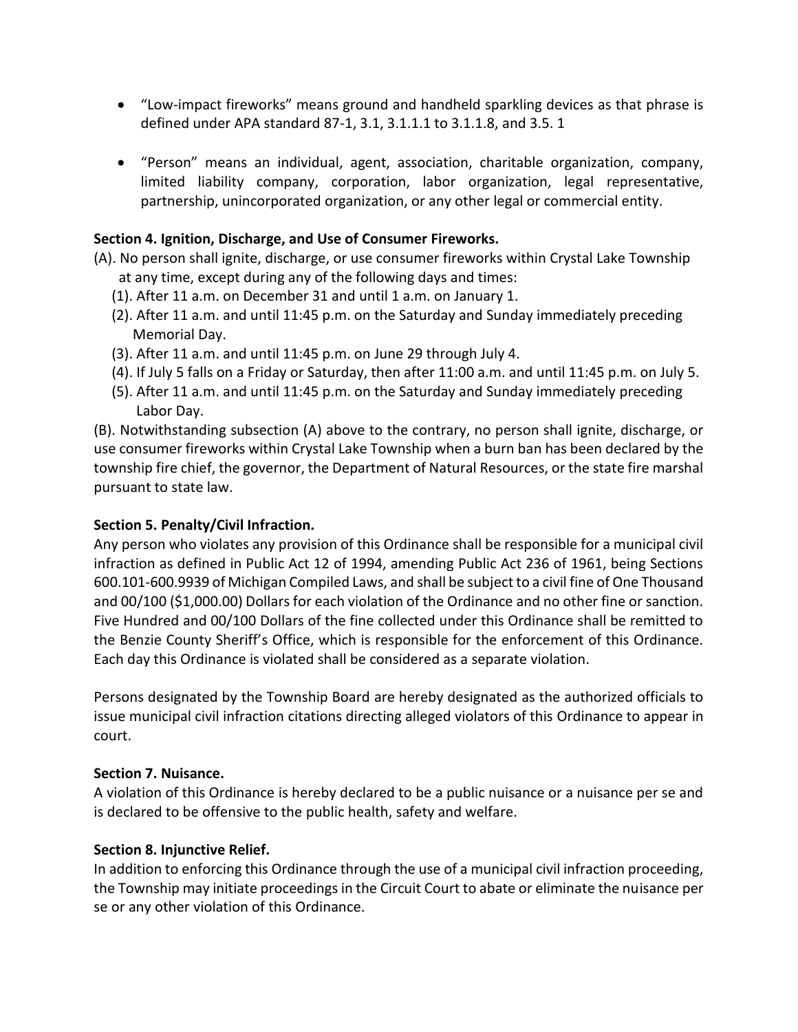- "Low-impact fireworks" means ground and handheld sparkling devices as that phrase is defined under APA standard 87-1, 3.1, 3.1.1.1 to 3.1.1.8, and 3.5. 1

- "Person" means an individual, agent, association, charitable organization, company, limited liability company, corporation, labor organization, legal representative, partnership, unincorporated organization, or any other legal or commercial entity.

**Section 4. Ignition, Discharge, and Use of Consumer Fireworks.**

(A). No person shall ignite, discharge, or use consumer fireworks within Crystal Lake Township at any time, except during any of the following days and times:

(1). After 11 a.m. on December 31 and until 1 a.m. on January 1.

(2). After 11 a.m. and until 11:45 p.m. on the Saturday and Sunday immediately preceding Memorial Day.

(3). After 11 a.m. and until 11:45 p.m. on June 29 through July 4.

(4). If July 5 falls on a Friday or Saturday, then after 11:00 a.m. and until 11:45 p.m. on July 5.

(5). After 11 a.m. and until 11:45 p.m. on the Saturday and Sunday immediately preceding Labor Day.

(B). Notwithstanding subsection (A) above to the contrary, no person shall ignite, discharge, or use consumer fireworks within Crystal Lake Township when a burn ban has been declared by the township fire chief, the governor, the Department of Natural Resources, or the state fire marshal pursuant to state law.

**Section 5. Penalty/Civil Infraction.**

Any person who violates any provision of this Ordinance shall be responsible for a municipal civil infraction as defined in Public Act 12 of 1994, amending Public Act 236 of 1961, being Sections 600.101-600.9939 of Michigan Compiled Laws, and shall be subject to a civil fine of One Thousand and 00/100 ($1,000.00) Dollars for each violation of the Ordinance and no other fine or sanction. Five Hundred and 00/100 Dollars of the fine collected under this Ordinance shall be remitted to the Benzie County Sheriff's Office, which is responsible for the enforcement of this Ordinance. Each day this Ordinance is violated shall be considered as a separate violation.

Persons designated by the Township Board are hereby designated as the authorized officials to issue municipal civil infraction citations directing alleged violators of this Ordinance to appear in court.

**Section 7. Nuisance.**

A violation of this Ordinance is hereby declared to be a public nuisance or a nuisance per se and is declared to be offensive to the public health, safety and welfare.

**Section 8. Injunctive Relief.**

In addition to enforcing this Ordinance through the use of a municipal civil infraction proceeding, the Township may initiate proceedings in the Circuit Court to abate or eliminate the nuisance per se or any other violation of this Ordinance.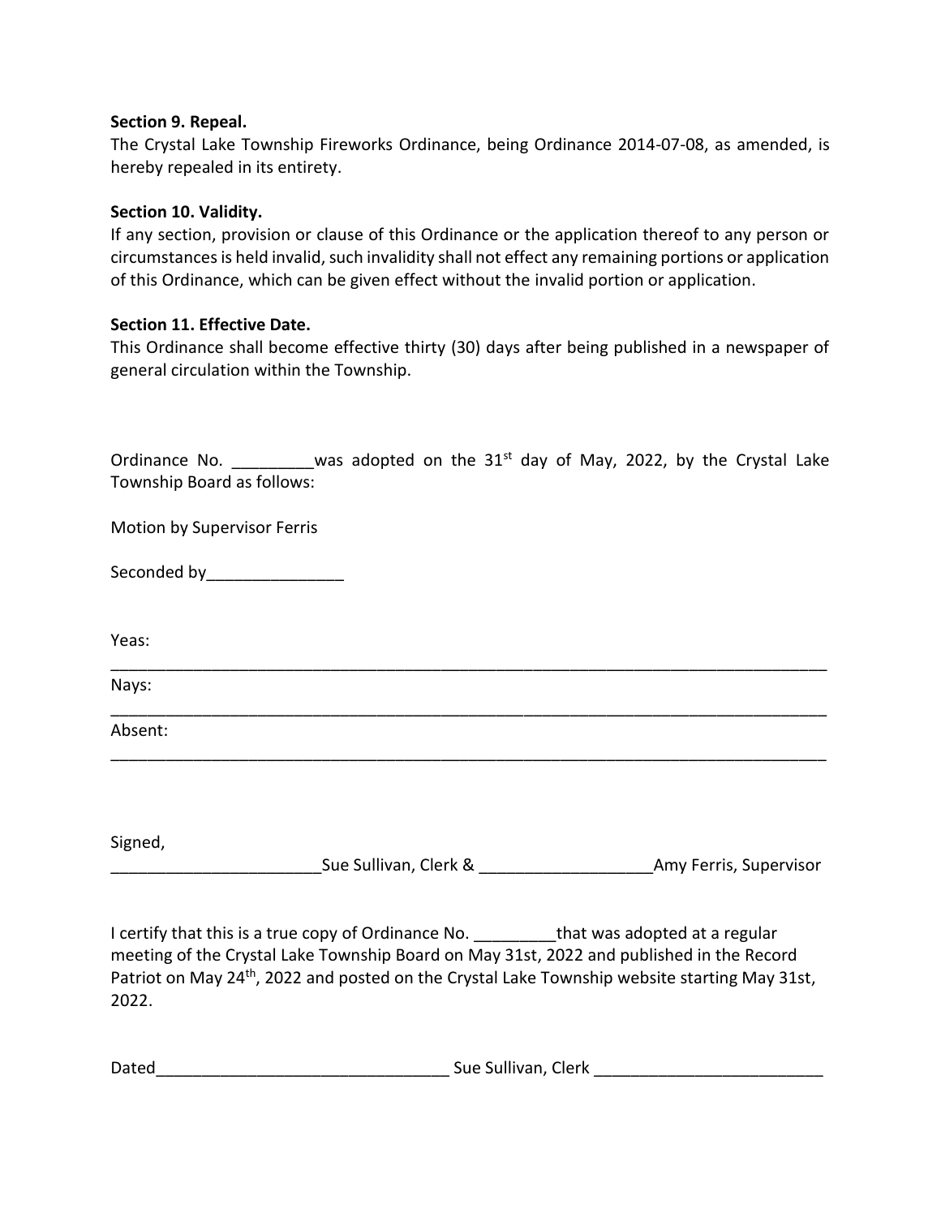**Section 9. Repeal.**
The Crystal Lake Township Fireworks Ordinance, being Ordinance 2014-07-08, as amended, is hereby repealed in its entirety.

**Section 10. Validity.**
If any section, provision or clause of this Ordinance or the application thereof to any person or circumstances is held invalid, such invalidity shall not effect any remaining portions or application of this Ordinance, which can be given effect without the invalid portion or application.

**Section 11. Effective Date.**
This Ordinance shall become effective thirty (30) days after being published in a newspaper of general circulation within the Township.

Ordinance No. _________was adopted on the 31st day of May, 2022, by the Crystal Lake Township Board as follows:

Motion by Supervisor Ferris

Seconded by_______________

Yeas:
_________________________________________________________________________________

Nays:
_________________________________________________________________________________

Absent:
_________________________________________________________________________________

Signed,
_______________________Sue Sullivan, Clerk & ___________________Amy Ferris, Supervisor

I certify that this is a true copy of Ordinance No. _________that was adopted at a regular meeting of the Crystal Lake Township Board on May 31st, 2022 and published in the Record Patriot on May 24th, 2022 and posted on the Crystal Lake Township website starting May 31st, 2022.

Dated________________________________ Sue Sullivan, Clerk _________________________